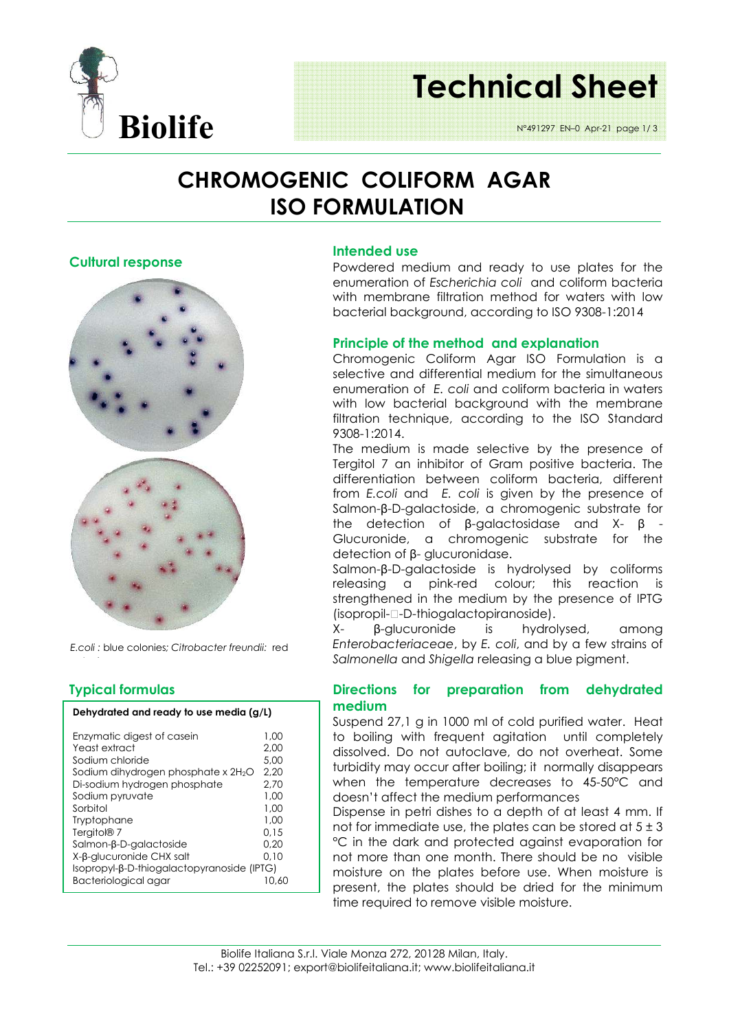# CHROMOGENIC COLIFORM AGAR ISO FORMULATION

## Cultural response

*E.coli* : blue colonies; *Citrobacter freundii:* red colonies

## Typical formulas

| Dehydrated and ready to use media (g/L) | |
|---|---|
| Enzymatic digest of casein | 1,00 |
| Yeast extract | 2,00 |
| Sodium chloride | 5,00 |
| Sodium dihydrogen phosphate x $2H_2O$ | 2,20 |
| Di-sodium hydrogen phosphate | 2,70 |
| Sodium pyruvate | 1,00 |
| Sorbitol | 1,00 |
| Tryptophane | 1,00 |
| Tergitol® 7 | 0,15 |
| Salmon-β-D-galactoside | 0,20 |
| X-β-glucuronide CHX salt | 0,10 |
| Isopropyl-β-D-thiogalactopyranoside (IPTG) | |
| Bacteriological agar | 10,60 |

## Intended use

Powdered medium and ready to use plates for the enumeration of *Escherichia coli* and coliform bacteria with membrane filtration method for waters with low bacterial background, according to ISO 9308-1:2014

## Principle of the method and explanation

Chromogenic Coliform Agar ISO Formulation is a selective and differential medium for the simultaneous enumeration of *E. coli* and coliform bacteria in waters with low bacterial background with the membrane filtration technique, according to the ISO Standard 9308-1:2014.

The medium is made selective by the presence of Tergitol 7 an inhibitor of Gram positive bacteria. The differentiation between coliform bacteria, different from *E.coli* and *E. coli* is given by the presence of Salmon-β-D-galactoside, a chromogenic substrate for the detection of β-galactosidase and X- β - Glucuronide, a chromogenic substrate for the detection of β- glucuronidase.

Salmon-β-D-galactoside is hydrolysed by coliforms releasing a pink-red colour; this reaction is strengthened in the medium by the presence of IPTG (isopropil-□-D-thiogalactopiranoside).

X- β-glucuronide is hydrolysed, among *Enterobacteriaceae*, by *E. coli*, and by a few strains of *Salmonella* and *Shigella* releasing a blue pigment.

## Directions for preparation from dehydrated medium

Suspend 27,1 g in 1000 ml of cold purified water. Heat to boiling with frequent agitation until completely dissolved. Do not autoclave, do not overheat. Some turbidity may occur after boiling; it normally disappears when the temperature decreases to 45-50°C and doesn't affect the medium performances

Dispense in petri dishes to a depth of at least 4 mm. If not for immediate use, the plates can be stored at 5 ± 3 °C in the dark and protected against evaporation for not more than one month. There should be no visible moisture on the plates before use. When moisture is present, the plates should be dried for the minimum time required to remove visible moisture.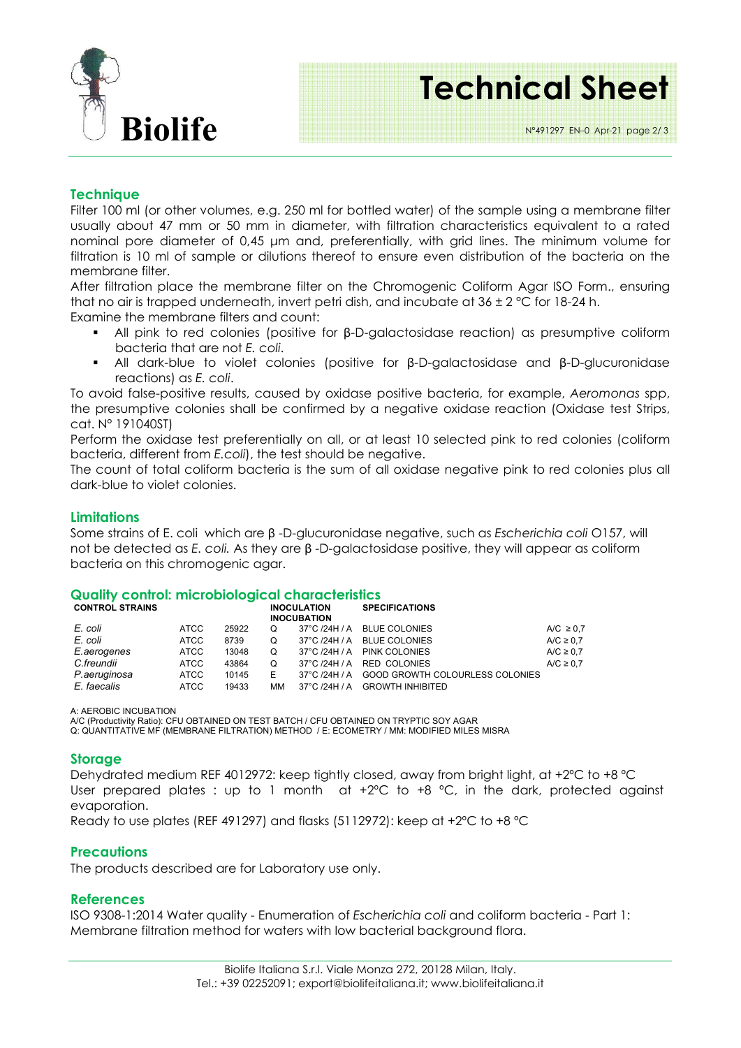## Technique

Filter 100 ml (or other volumes, e.g. 250 ml for bottled water) of the sample using a membrane filter usually about 47 mm or 50 mm in diameter, with filtration characteristics equivalent to a rated nominal pore diameter of 0,45 µm and, preferentially, with grid lines. The minimum volume for filtration is 10 ml of sample or dilutions thereof to ensure even distribution of the bacteria on the membrane filter.

After filtration place the membrane filter on the Chromogenic Coliform Agar ISO Form., ensuring that no air is trapped underneath, invert petri dish, and incubate at 36 ± 2 °C for 18-24 h.

Examine the membrane filters and count:

- All pink to red colonies (positive for β-D-galactosidase reaction) as presumptive coliform bacteria that are not *E. coli*.
- All dark-blue to violet colonies (positive for β-D-galactosidase and β-D-glucuronidase reactions) as *E. coli*.

To avoid false-positive results, caused by oxidase positive bacteria, for example, *Aeromonas* spp, the presumptive colonies shall be confirmed by a negative oxidase reaction (Oxidase test Strips, cat. N° 191040ST)

Perform the oxidase test preferentially on all, or at least 10 selected pink to red colonies (coliform bacteria, different from *E.coli*), the test should be negative.

The count of total coliform bacteria is the sum of all oxidase negative pink to red colonies plus all dark-blue to violet colonies.

## Limitations

Some strains of E. coli which are β -D-glucuronidase negative, such as *Escherichia coli* O157, will not be detected as *E. coli.* As they are β -D-galactosidase positive, they will appear as coliform bacteria on this chromogenic agar.

## Quality control: microbiological characteristics

| CONTROL STRAINS | | | INOCULATION | INCUBATION | SPECIFICATIONS | |
|---|---|---|---|---|---|---|
| *E. coli* | ATCC | 25922 | Q | 37°C /24H / A | BLUE COLONIES | A/C ≥ 0,7 |
| *E. coli* | ATCC | 8739 | Q | 37°C /24H / A | BLUE COLONIES | A/C ≥ 0,7 |
| *E.aerogenes* | ATCC | 13048 | Q | 37°C /24H / A | PINK COLONIES | A/C ≥ 0,7 |
| *C.freundii* | ATCC | 43864 | Q | 37°C /24H / A | RED COLONIES | A/C ≥ 0,7 |
| *P.aeruginosa* | ATCC | 10145 | E | 37°C /24H / A | GOOD GROWTH COLOURLESS COLONIES | |
| *E. faecalis* | ATCC | 19433 | MM | 37°C /24H / A | GROWTH INHIBITED | |

A: AEROBIC INCUBATION
A/C (Productivity Ratio): CFU OBTAINED ON TEST BATCH / CFU OBTAINED ON TRYPTIC SOY AGAR
Q: QUANTITATIVE MF (MEMBRANE FILTRATION) METHOD / E: ECOMETRY / MM: MODIFIED MILES MISRA

## Storage

Dehydrated medium REF 4012972: keep tightly closed, away from bright light, at +2°C to +8 °C
User prepared plates : up to 1 month at +2°C to +8 °C, in the dark, protected against evaporation.
Ready to use plates (REF 491297) and flasks (5112972): keep at +2°C to +8 °C

## Precautions

The products described are for Laboratory use only.

## References

ISO 9308-1:2014 Water quality - Enumeration of *Escherichia coli* and coliform bacteria - Part 1: Membrane filtration method for waters with low bacterial background flora.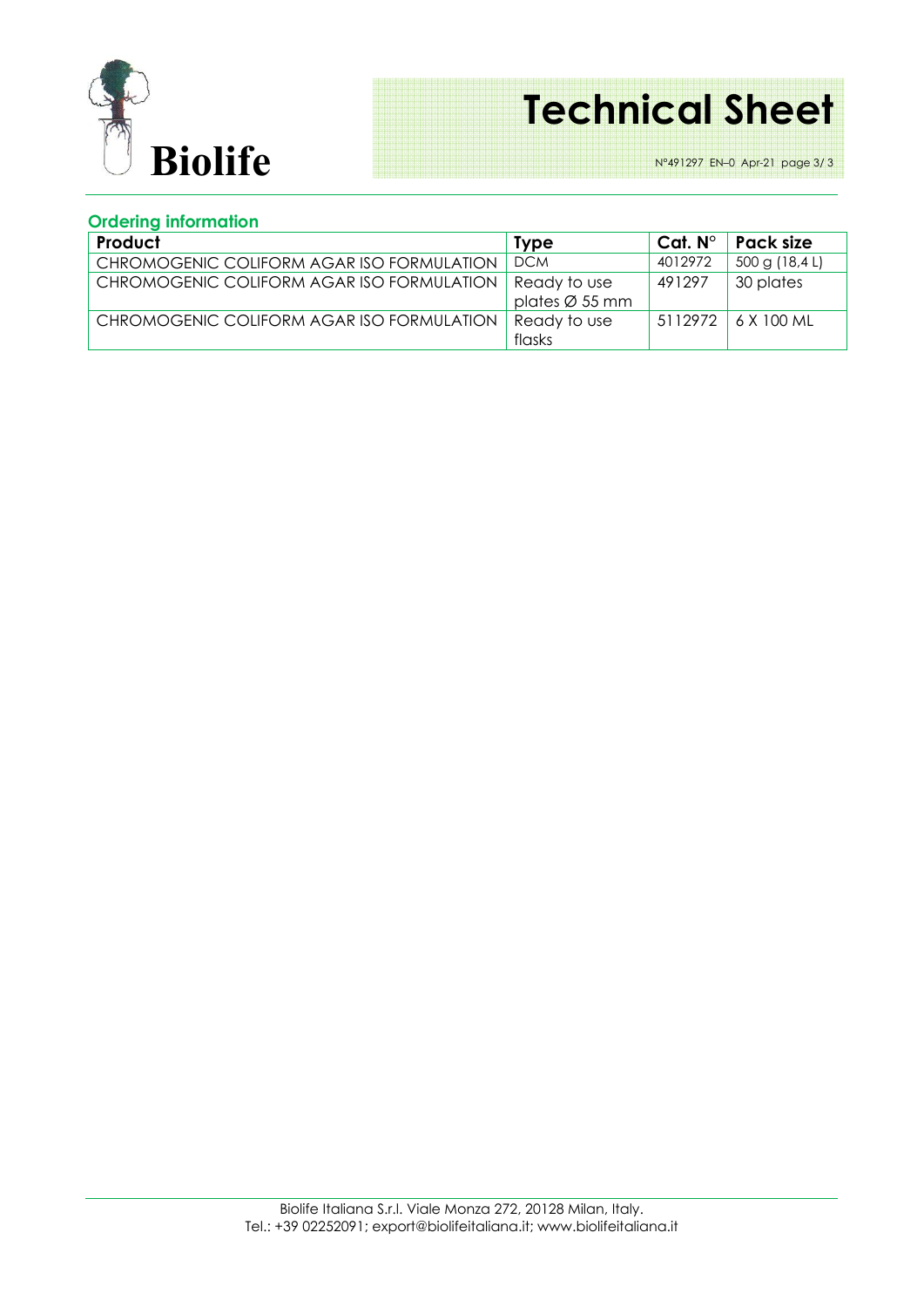## Ordering information

| Product | Type | Cat. N° | Pack size |
|---|---|---|---|
| CHROMOGENIC COLIFORM AGAR ISO FORMULATION | DCM | 4012972 | 500 g (18,4 L) |
| CHROMOGENIC COLIFORM AGAR ISO FORMULATION | Ready to use plates Ø 55 mm | 491297 | 30 plates |
| CHROMOGENIC COLIFORM AGAR ISO FORMULATION | Ready to use flasks | 5112972 | 6 X 100 ML |

Biolife Italiana S.r.l. Viale Monza 272, 20128 Milan, Italy.
Tel.: +39 02252091; export@biolifeitaliana.it; www.biolifeitaliana.it